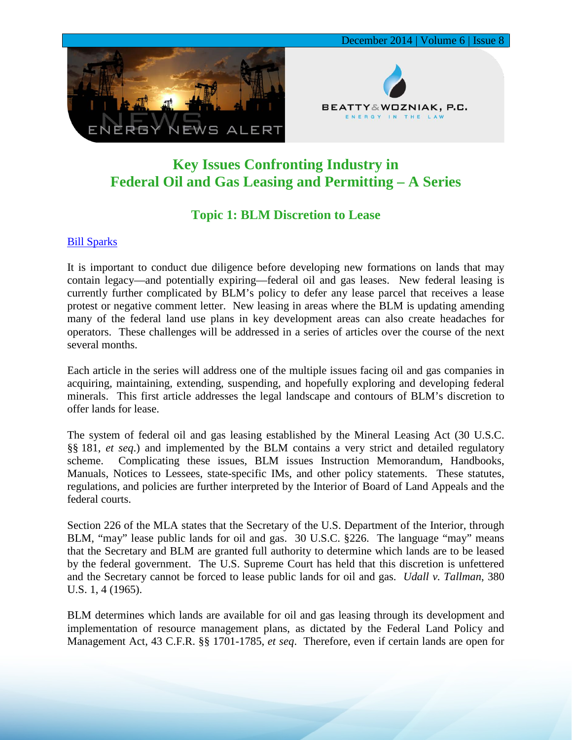# Key Issues Confronting Industry in Federal Oil and Gas Leasing and Permitting – A Series

## Topic 1: BLM Discretion to Lease

Bill Sparks

It is important to conduct due diligence before developing new formations on lands that may contain legacy—and potentially expiring—federal oil and gas leases. New federal leasing is currently further complicated by BLM's policy to defer any lease parcel that receives a lease protest or negative comment letter. New leasing in areas where the BLM is updating amending many of the federal land use plans in key development areas can also create headaches for operators. These challenges will be addressed in a series of articles over the course of the next several months.

Each article in the series will address one of the multiple issues facing oil and gas companies in acquiring, maintaining, extending, suspending, and hopefully exploring and developing federal minerals. This first article addresses the legal landscape and contours of BLM's discretion to offer lands for lease.

The system of federal oil and gas leasing established by the Mineral Leasing Act (30 U.S.C. §§ 181, *et seq.*) and implemented by the BLM contains a very strict and detailed regulatory scheme. Complicating these issues, BLM issues Instruction Memorandum, Handbooks, Manuals, Notices to Lessees, state-specific IMs, and other policy statements. These statutes, regulations, and policies are further interpreted by the Interior of Board of Land Appeals and the federal courts.

Section 226 of the MLA states that the Secretary of the U.S. Department of the Interior, through BLM, "may" lease public lands for oil and gas. 30 U.S.C. §226. The language "may" means that the Secretary and BLM are granted full authority to determine which lands are to be leased by the federal government. The U.S. Supreme Court has held that this discretion is unfettered and the Secretary cannot be forced to lease public lands for oil and gas. *Udall v. Tallman*, 380 U.S. 1, 4 (1965).

BLM determines which lands are available for oil and gas leasing through its development and implementation of resource management plans, as dictated by the Federal Land Policy and Management Act, 43 C.F.R. §§ 1701-1785, *et seq*. Therefore, even if certain lands are open for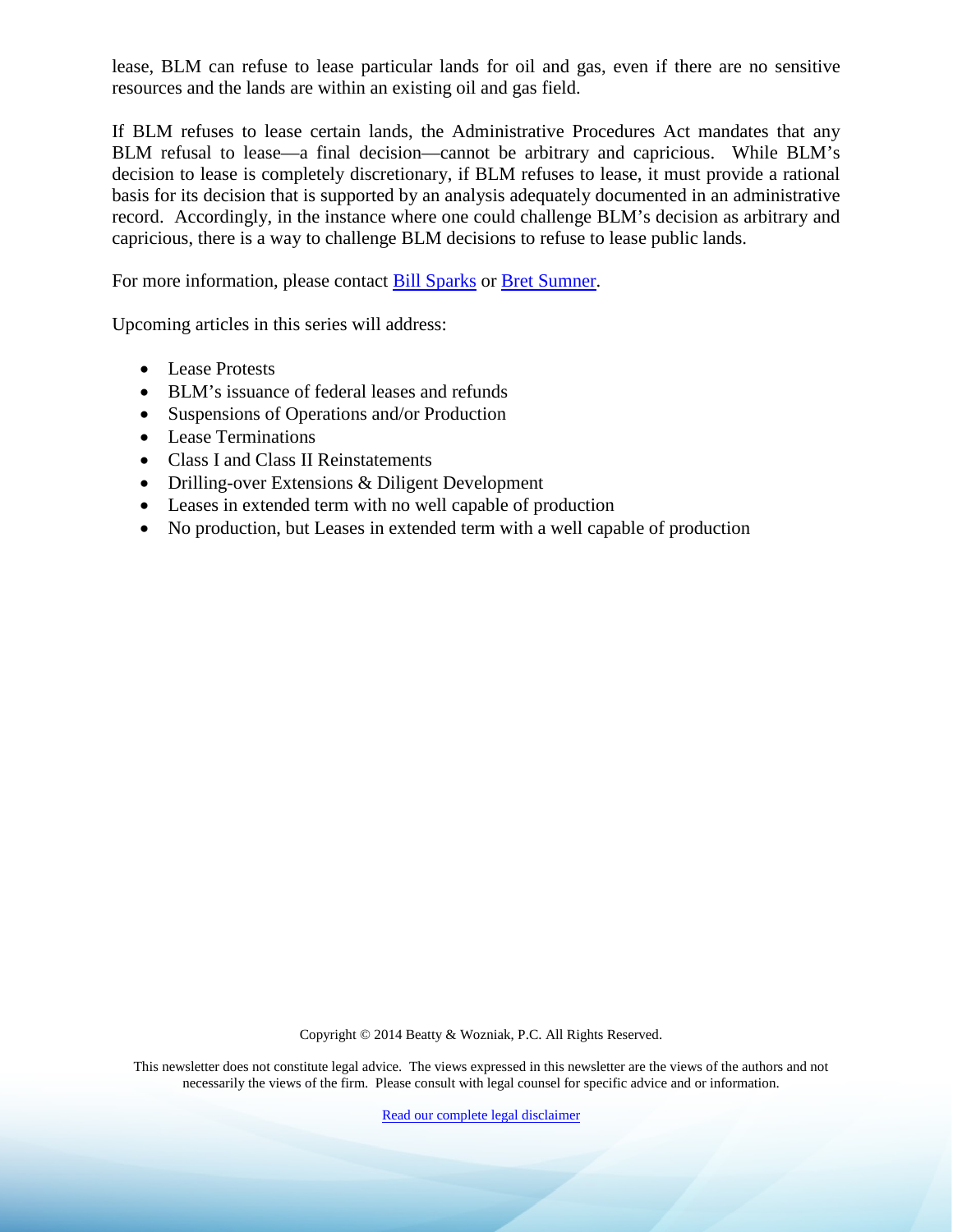lease, BLM can refuse to lease particular lands for oil and gas, even if there are no sensitive resources and the lands are within an existing oil and gas field.

If BLM refuses to lease certain lands, the Administrative Procedures Act mandates that any BLM refusal to lease—a final decision—cannot be arbitrary and capricious. While BLM's decision to lease is completely discretionary, if BLM refuses to lease, it must provide a rational basis for its decision that is supported by an analysis adequately documented in an administrative record. Accordingly, in the instance where one could challenge BLM's decision as arbitrary and capricious, there is a way to challenge BLM decisions to refuse to lease public lands.

For more information, please contact Bill Sparks or Bret Sumner.

Upcoming articles in this series will address:

- Lease Protests
- BLM's issuance of federal leases and refunds
- Suspensions of Operations and/or Production
- Lease Terminations
- Class I and Class II Reinstatements
- Drilling-over Extensions & Diligent Development
- Leases in extended term with no well capable of production
- No production, but Leases in extended term with a well capable of production

Copyright © 2014 Beatty & Wozniak, P.C. All Rights Reserved.

This newsletter does not constitute legal advice. The views expressed in this newsletter are the views of the authors and not necessarily the views of the firm. Please consult with legal counsel for specific advice and or information.

Read our complete legal disclaimer